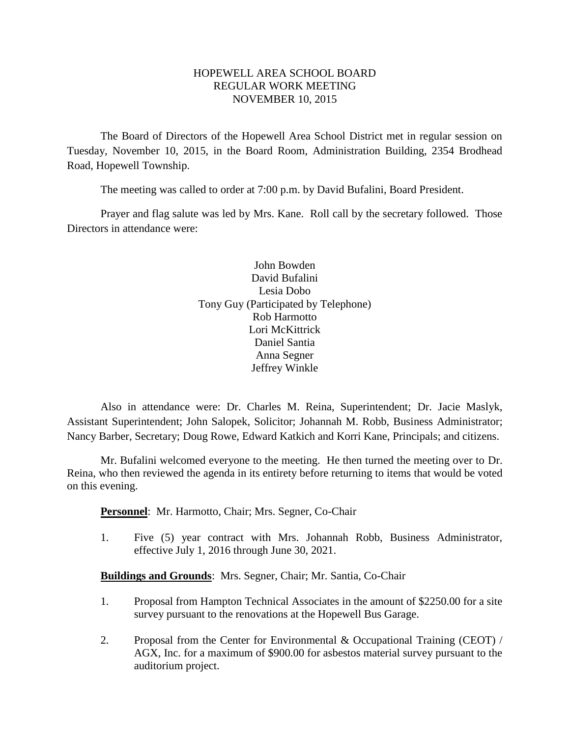# HOPEWELL AREA SCHOOL BOARD
## REGULAR WORK MEETING
## NOVEMBER 10, 2015

The Board of Directors of the Hopewell Area School District met in regular session on Tuesday, November 10, 2015, in the Board Room, Administration Building, 2354 Brodhead Road, Hopewell Township.

The meeting was called to order at 7:00 p.m. by David Bufalini, Board President.

Prayer and flag salute was led by Mrs. Kane. Roll call by the secretary followed. Those Directors in attendance were:

John Bowden
David Bufalini
Lesia Dobo
Tony Guy (Participated by Telephone)
Rob Harmotto
Lori McKittrick
Daniel Santia
Anna Segner
Jeffrey Winkle

Also in attendance were: Dr. Charles M. Reina, Superintendent; Dr. Jacie Maslyk, Assistant Superintendent; John Salopek, Solicitor; Johannah M. Robb, Business Administrator; Nancy Barber, Secretary; Doug Rowe, Edward Katkich and Korri Kane, Principals; and citizens.

Mr. Bufalini welcomed everyone to the meeting. He then turned the meeting over to Dr. Reina, who then reviewed the agenda in its entirety before returning to items that would be voted on this evening.

**Personnel**: Mr. Harmotto, Chair; Mrs. Segner, Co-Chair

1. Five (5) year contract with Mrs. Johannah Robb, Business Administrator, effective July 1, 2016 through June 30, 2021.

**Buildings and Grounds**: Mrs. Segner, Chair; Mr. Santia, Co-Chair

1. Proposal from Hampton Technical Associates in the amount of $2250.00 for a site survey pursuant to the renovations at the Hopewell Bus Garage.

2. Proposal from the Center for Environmental & Occupational Training (CEOT) / AGX, Inc. for a maximum of $900.00 for asbestos material survey pursuant to the auditorium project.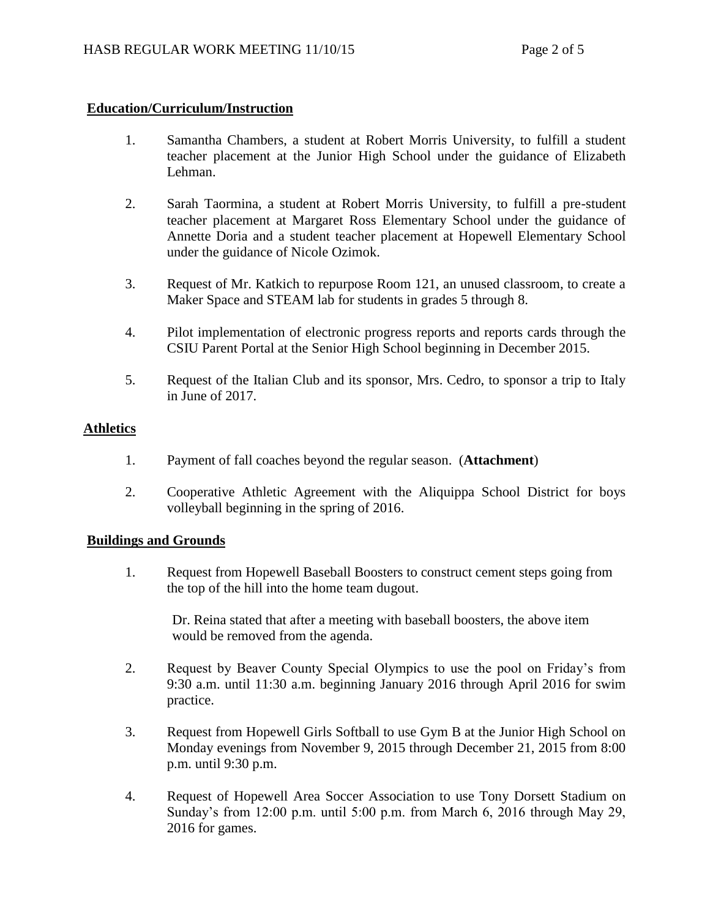**Education/Curriculum/Instruction**

1. Samantha Chambers, a student at Robert Morris University, to fulfill a student teacher placement at the Junior High School under the guidance of Elizabeth Lehman.

2. Sarah Taormina, a student at Robert Morris University, to fulfill a pre-student teacher placement at Margaret Ross Elementary School under the guidance of Annette Doria and a student teacher placement at Hopewell Elementary School under the guidance of Nicole Ozimok.

3. Request of Mr. Katkich to repurpose Room 121, an unused classroom, to create a Maker Space and STEAM lab for students in grades 5 through 8.

4. Pilot implementation of electronic progress reports and reports cards through the CSIU Parent Portal at the Senior High School beginning in December 2015.

5. Request of the Italian Club and its sponsor, Mrs. Cedro, to sponsor a trip to Italy in June of 2017.

**Athletics**

1. Payment of fall coaches beyond the regular season. (**Attachment**)

2. Cooperative Athletic Agreement with the Aliquippa School District for boys volleyball beginning in the spring of 2016.

**Buildings and Grounds**

1. Request from Hopewell Baseball Boosters to construct cement steps going from the top of the hill into the home team dugout.

   Dr. Reina stated that after a meeting with baseball boosters, the above item would be removed from the agenda.

2. Request by Beaver County Special Olympics to use the pool on Friday's from 9:30 a.m. until 11:30 a.m. beginning January 2016 through April 2016 for swim practice.

3. Request from Hopewell Girls Softball to use Gym B at the Junior High School on Monday evenings from November 9, 2015 through December 21, 2015 from 8:00 p.m. until 9:30 p.m.

4. Request of Hopewell Area Soccer Association to use Tony Dorsett Stadium on Sunday's from 12:00 p.m. until 5:00 p.m. from March 6, 2016 through May 29, 2016 for games.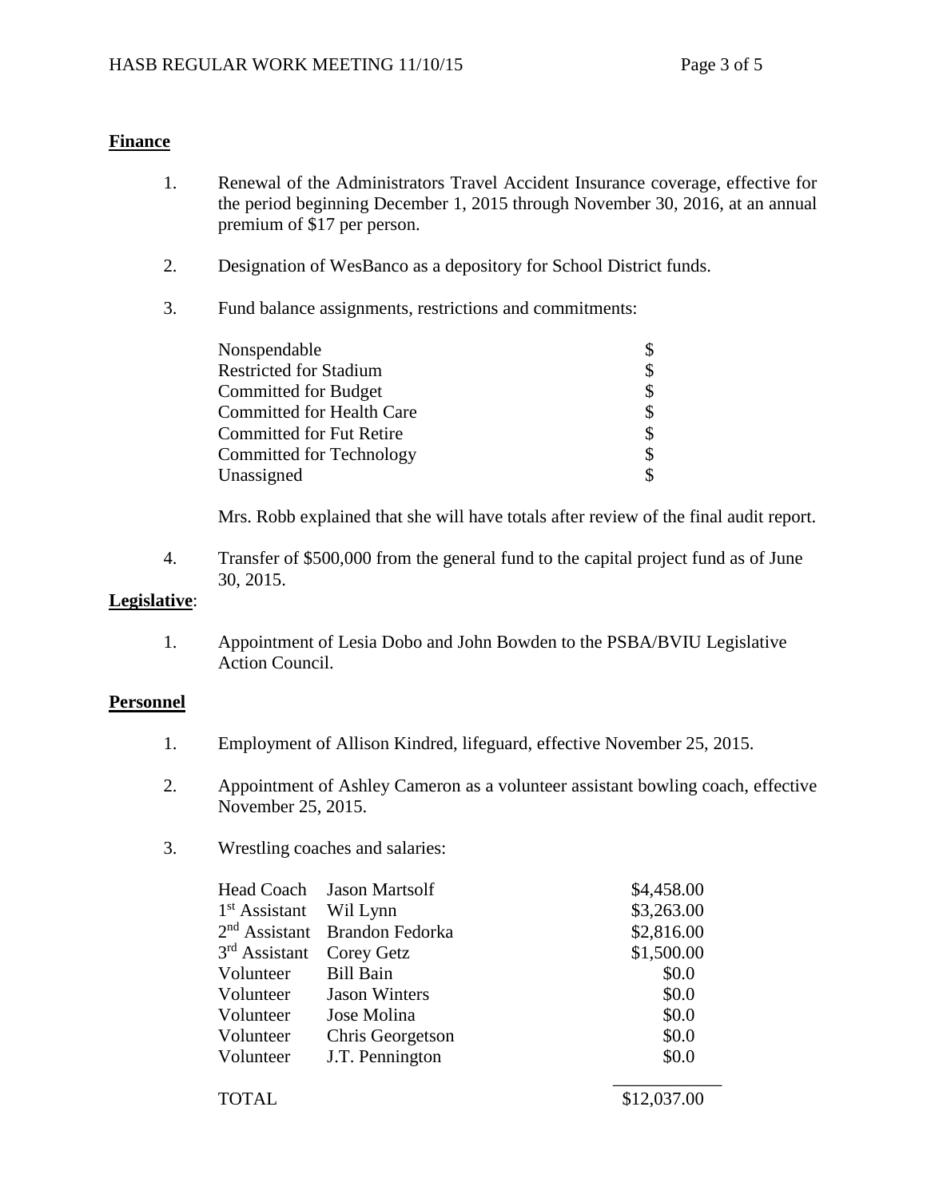**Finance**

1. Renewal of the Administrators Travel Accident Insurance coverage, effective for the period beginning December 1, 2015 through November 30, 2016, at an annual premium of $17 per person.

2. Designation of WesBanco as a depository for School District funds.

3. Fund balance assignments, restrictions and commitments:

| | |
|---|---|
| Nonspendable | $ |
| Restricted for Stadium | $ |
| Committed for Budget | $ |
| Committed for Health Care | $ |
| Committed for Fut Retire | $ |
| Committed for Technology | $ |
| Unassigned | $ |

Mrs. Robb explained that she will have totals after review of the final audit report.

4. Transfer of $500,000 from the general fund to the capital project fund as of June 30, 2015.

**Legislative**:

1. Appointment of Lesia Dobo and John Bowden to the PSBA/BVIU Legislative Action Council.

**Personnel**

1. Employment of Allison Kindred, lifeguard, effective November 25, 2015.

2. Appointment of Ashley Cameron as a volunteer assistant bowling coach, effective November 25, 2015.

3. Wrestling coaches and salaries:

| | | |
|---|---|---|
| Head Coach | Jason Martsolf | $4,458.00 |
| 1st Assistant | Wil Lynn | $3,263.00 |
| 2nd Assistant | Brandon Fedorka | $2,816.00 |
| 3rd Assistant | Corey Getz | $1,500.00 |
| Volunteer | Bill Bain | $0.0 |
| Volunteer | Jason Winters | $0.0 |
| Volunteer | Jose Molina | $0.0 |
| Volunteer | Chris Georgetson | $0.0 |
| Volunteer | J.T. Pennington | $0.0 |
| TOTAL | | $12,037.00 |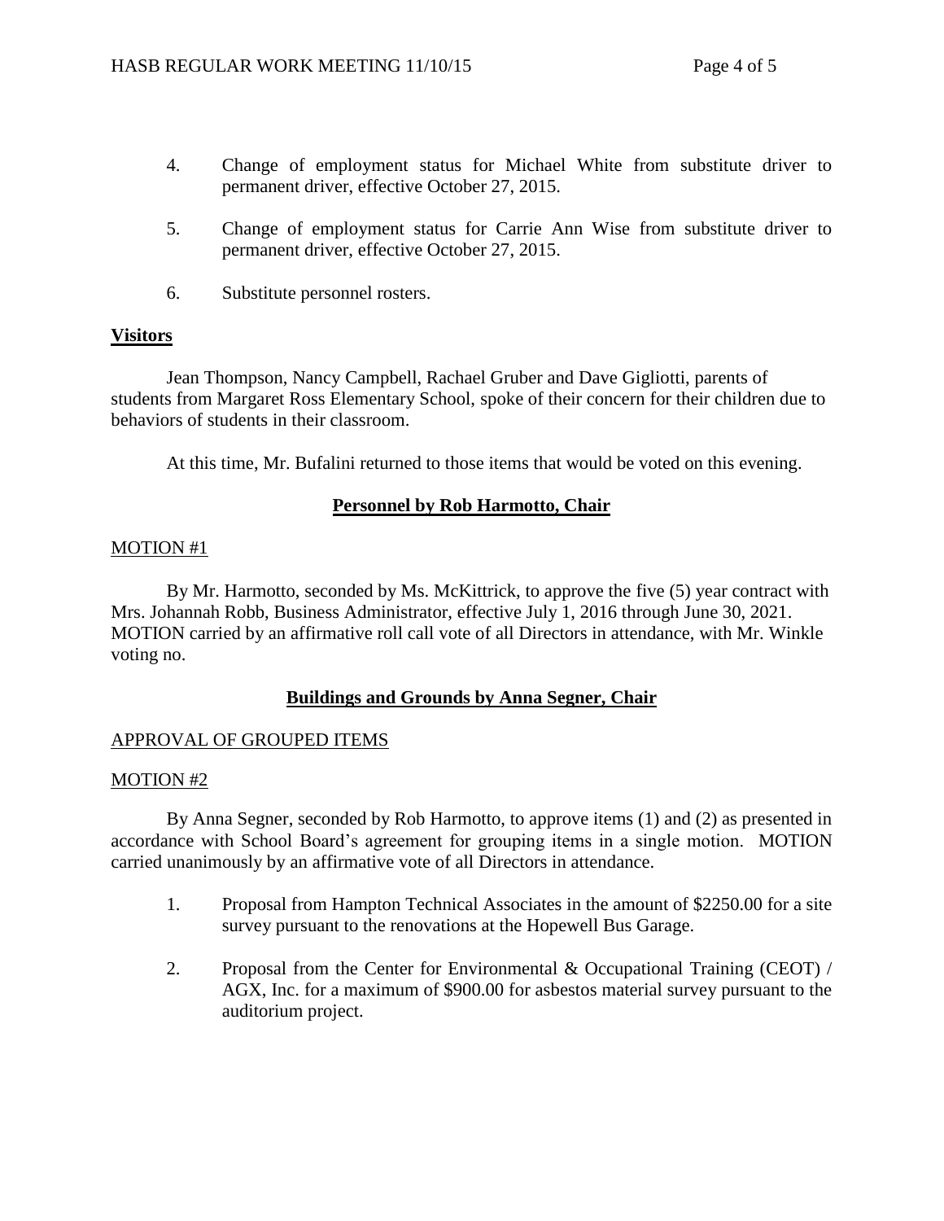4. Change of employment status for Michael White from substitute driver to permanent driver, effective October 27, 2015.

5. Change of employment status for Carrie Ann Wise from substitute driver to permanent driver, effective October 27, 2015.

6. Substitute personnel rosters.

**Visitors**

Jean Thompson, Nancy Campbell, Rachael Gruber and Dave Gigliotti, parents of students from Margaret Ross Elementary School, spoke of their concern for their children due to behaviors of students in their classroom.

At this time, Mr. Bufalini returned to those items that would be voted on this evening.

## Personnel by Rob Harmotto, Chair

MOTION #1

By Mr. Harmotto, seconded by Ms. McKittrick, to approve the five (5) year contract with Mrs. Johannah Robb, Business Administrator, effective July 1, 2016 through June 30, 2021. MOTION carried by an affirmative roll call vote of all Directors in attendance, with Mr. Winkle voting no.

## Buildings and Grounds by Anna Segner, Chair

APPROVAL OF GROUPED ITEMS

MOTION #2

By Anna Segner, seconded by Rob Harmotto, to approve items (1) and (2) as presented in accordance with School Board's agreement for grouping items in a single motion. MOTION carried unanimously by an affirmative vote of all Directors in attendance.

1. Proposal from Hampton Technical Associates in the amount of $2250.00 for a site survey pursuant to the renovations at the Hopewell Bus Garage.

2. Proposal from the Center for Environmental & Occupational Training (CEOT) / AGX, Inc. for a maximum of $900.00 for asbestos material survey pursuant to the auditorium project.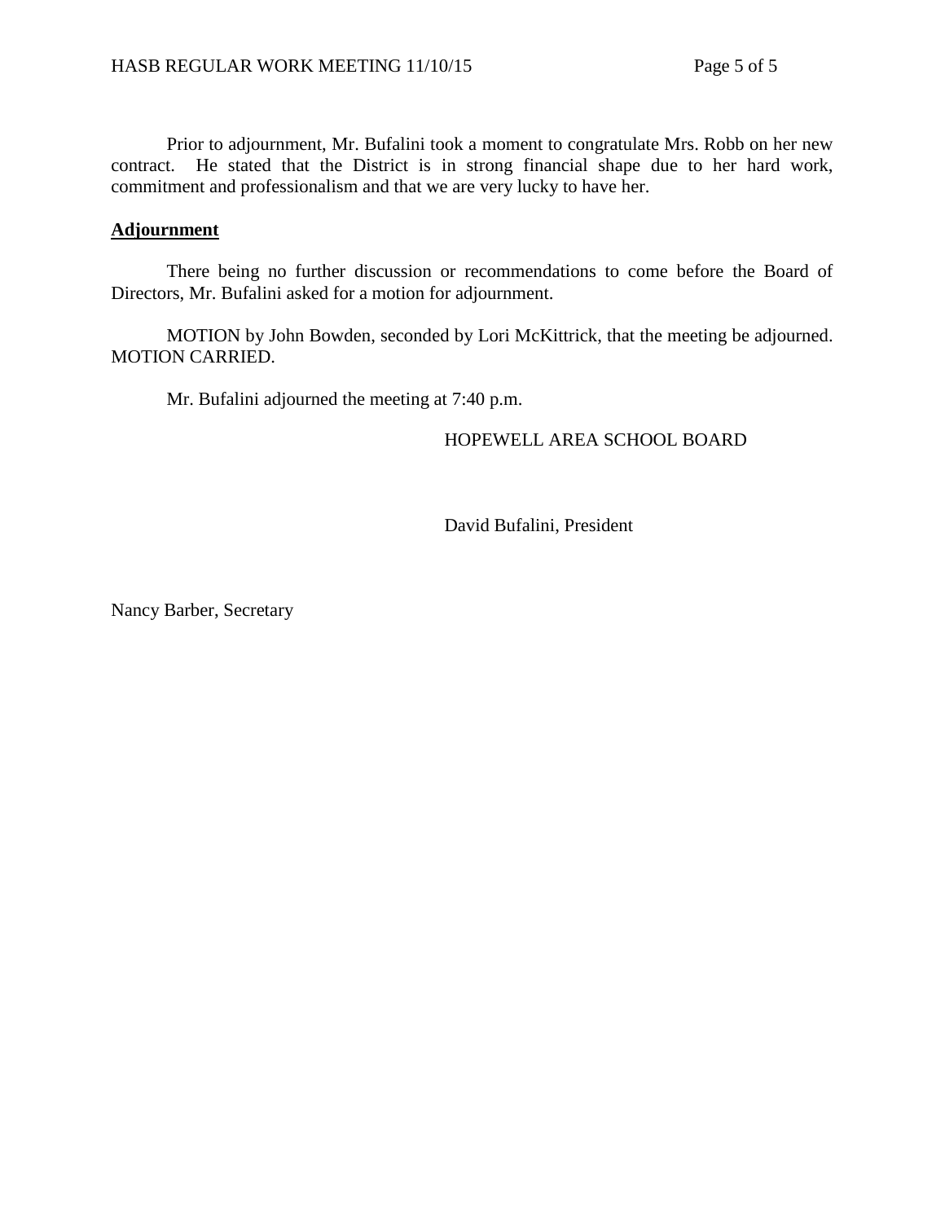Prior to adjournment, Mr. Bufalini took a moment to congratulate Mrs. Robb on her new contract. He stated that the District is in strong financial shape due to her hard work, commitment and professionalism and that we are very lucky to have her.

**Adjournment**

There being no further discussion or recommendations to come before the Board of Directors, Mr. Bufalini asked for a motion for adjournment.

MOTION by John Bowden, seconded by Lori McKittrick, that the meeting be adjourned. MOTION CARRIED.

Mr. Bufalini adjourned the meeting at 7:40 p.m.

HOPEWELL AREA SCHOOL BOARD

David Bufalini, President

Nancy Barber, Secretary